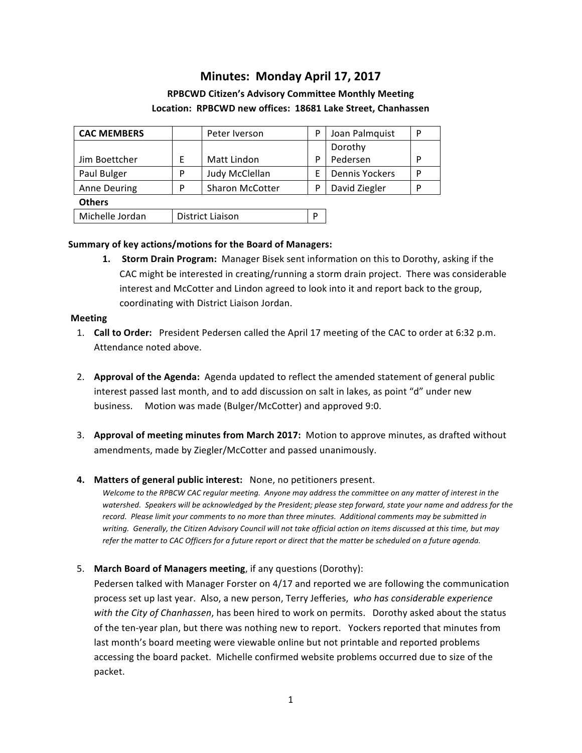# Minutes: Monday April 17, 2017

### RPBCWD Citizen's Advisory Committee Monthly Meeting

### Location: RPBCWD new offices: 18681 Lake Street, Chanhassen

| CAC MEMBERS | | Peter Iverson | P | Joan Palmquist | P |
|---|---|---|---|---|---|
| Jim Boettcher | E | Matt Lindon | P | Dorothy Pedersen | P |
| Paul Bulger | P | Judy McClellan | E | Dennis Yockers | P |
| Anne Deuring | P | Sharon McCotter | P | David Ziegler | P |

**Others**

| Michelle Jordan | District Liaison | P |
|---|---|---|

**Summary of key actions/motions for the Board of Managers:**

1. **Storm Drain Program:** Manager Bisek sent information on this to Dorothy, asking if the CAC might be interested in creating/running a storm drain project. There was considerable interest and McCotter and Lindon agreed to look into it and report back to the group, coordinating with District Liaison Jordan.

**Meeting**

1. **Call to Order:** President Pedersen called the April 17 meeting of the CAC to order at 6:32 p.m. Attendance noted above.

2. **Approval of the Agenda:** Agenda updated to reflect the amended statement of general public interest passed last month, and to add discussion on salt in lakes, as point "d" under new business. Motion was made (Bulger/McCotter) and approved 9:0.

3. **Approval of meeting minutes from March 2017:** Motion to approve minutes, as drafted without amendments, made by Ziegler/McCotter and passed unanimously.

4. **Matters of general public interest:** None, no petitioners present.

   *Welcome to the RPBCW CAC regular meeting. Anyone may address the committee on any matter of interest in the watershed. Speakers will be acknowledged by the President; please step forward, state your name and address for the record. Please limit your comments to no more than three minutes. Additional comments may be submitted in writing. Generally, the Citizen Advisory Council will not take official action on items discussed at this time, but may refer the matter to CAC Officers for a future report or direct that the matter be scheduled on a future agenda.*

5. **March Board of Managers meeting**, if any questions (Dorothy):
   Pedersen talked with Manager Forster on 4/17 and reported we are following the communication process set up last year. Also, a new person, Terry Jefferies, *who has considerable experience with the City of Chanhassen*, has been hired to work on permits. Dorothy asked about the status of the ten-year plan, but there was nothing new to report. Yockers reported that minutes from last month's board meeting were viewable online but not printable and reported problems accessing the board packet. Michelle confirmed website problems occurred due to size of the packet.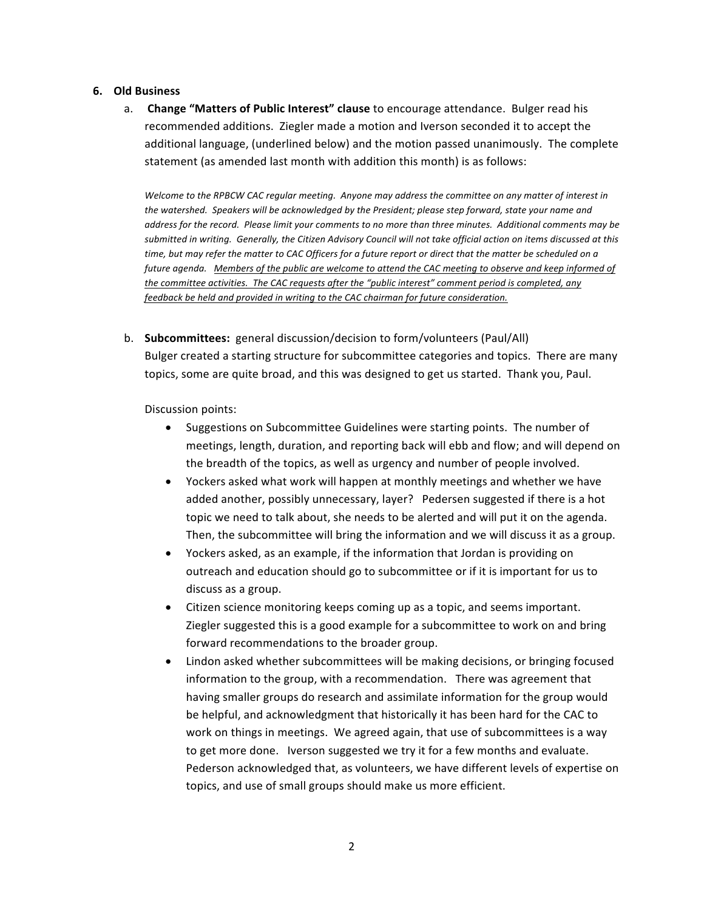6. **Old Business**

   a. **Change "Matters of Public Interest" clause** to encourage attendance. Bulger read his recommended additions. Ziegler made a motion and Iverson seconded it to accept the additional language, (underlined below) and the motion passed unanimously. The complete statement (as amended last month with addition this month) is as follows:

   *Welcome to the RPBCW CAC regular meeting. Anyone may address the committee on any matter of interest in the watershed. Speakers will be acknowledged by the President; please step forward, state your name and address for the record. Please limit your comments to no more than three minutes. Additional comments may be submitted in writing. Generally, the Citizen Advisory Council will not take official action on items discussed at this time, but may refer the matter to CAC Officers for a future report or direct that the matter be scheduled on a future agenda.* <u>*Members of the public are welcome to attend the CAC meeting to observe and keep informed of the committee activities. The CAC requests after the "public interest" comment period is completed, any feedback be held and provided in writing to the CAC chairman for future consideration.*</u>

   b. **Subcommittees:** general discussion/decision to form/volunteers (Paul/All)
   Bulger created a starting structure for subcommittee categories and topics. There are many topics, some are quite broad, and this was designed to get us started. Thank you, Paul.

   Discussion points:

   - Suggestions on Subcommittee Guidelines were starting points. The number of meetings, length, duration, and reporting back will ebb and flow; and will depend on the breadth of the topics, as well as urgency and number of people involved.
   - Yockers asked what work will happen at monthly meetings and whether we have added another, possibly unnecessary, layer? Pedersen suggested if there is a hot topic we need to talk about, she needs to be alerted and will put it on the agenda. Then, the subcommittee will bring the information and we will discuss it as a group.
   - Yockers asked, as an example, if the information that Jordan is providing on outreach and education should go to subcommittee or if it is important for us to discuss as a group.
   - Citizen science monitoring keeps coming up as a topic, and seems important. Ziegler suggested this is a good example for a subcommittee to work on and bring forward recommendations to the broader group.
   - Lindon asked whether subcommittees will be making decisions, or bringing focused information to the group, with a recommendation. There was agreement that having smaller groups do research and assimilate information for the group would be helpful, and acknowledgment that historically it has been hard for the CAC to work on things in meetings. We agreed again, that use of subcommittees is a way to get more done. Iverson suggested we try it for a few months and evaluate. Pederson acknowledged that, as volunteers, we have different levels of expertise on topics, and use of small groups should make us more efficient.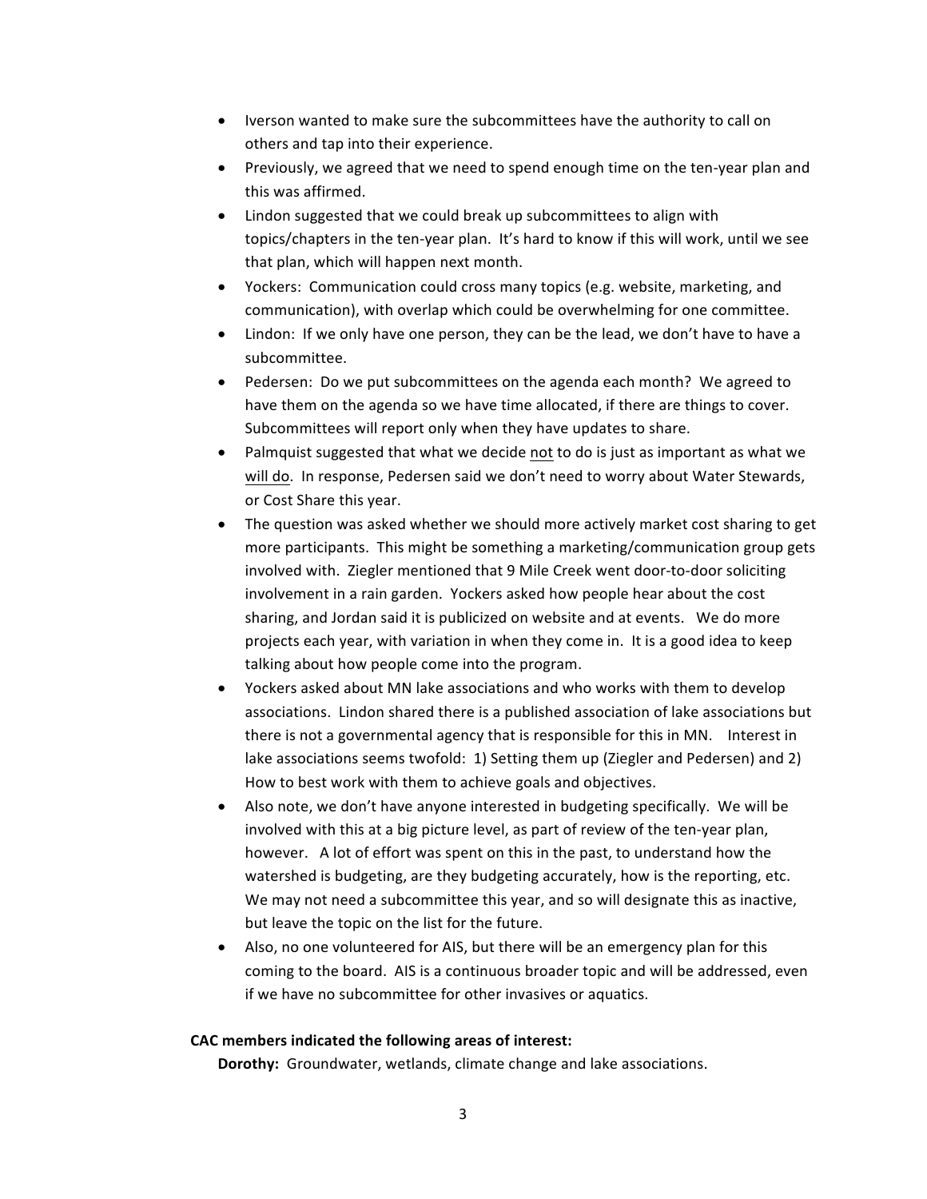- Iverson wanted to make sure the subcommittees have the authority to call on others and tap into their experience.
- Previously, we agreed that we need to spend enough time on the ten-year plan and this was affirmed.
- Lindon suggested that we could break up subcommittees to align with topics/chapters in the ten-year plan. It's hard to know if this will work, until we see that plan, which will happen next month.
- Yockers: Communication could cross many topics (e.g. website, marketing, and communication), with overlap which could be overwhelming for one committee.
- Lindon: If we only have one person, they can be the lead, we don't have to have a subcommittee.
- Pedersen: Do we put subcommittees on the agenda each month? We agreed to have them on the agenda so we have time allocated, if there are things to cover. Subcommittees will report only when they have updates to share.
- Palmquist suggested that what we decide <u>not</u> to do is just as important as what we <u>will do</u>. In response, Pedersen said we don't need to worry about Water Stewards, or Cost Share this year.
- The question was asked whether we should more actively market cost sharing to get more participants. This might be something a marketing/communication group gets involved with. Ziegler mentioned that 9 Mile Creek went door-to-door soliciting involvement in a rain garden. Yockers asked how people hear about the cost sharing, and Jordan said it is publicized on website and at events. We do more projects each year, with variation in when they come in. It is a good idea to keep talking about how people come into the program.
- Yockers asked about MN lake associations and who works with them to develop associations. Lindon shared there is a published association of lake associations but there is not a governmental agency that is responsible for this in MN. Interest in lake associations seems twofold: 1) Setting them up (Ziegler and Pedersen) and 2) How to best work with them to achieve goals and objectives.
- Also note, we don't have anyone interested in budgeting specifically. We will be involved with this at a big picture level, as part of review of the ten-year plan, however. A lot of effort was spent on this in the past, to understand how the watershed is budgeting, are they budgeting accurately, how is the reporting, etc. We may not need a subcommittee this year, and so will designate this as inactive, but leave the topic on the list for the future.
- Also, no one volunteered for AIS, but there will be an emergency plan for this coming to the board. AIS is a continuous broader topic and will be addressed, even if we have no subcommittee for other invasives or aquatics.

**CAC members indicated the following areas of interest:**

**Dorothy:** Groundwater, wetlands, climate change and lake associations.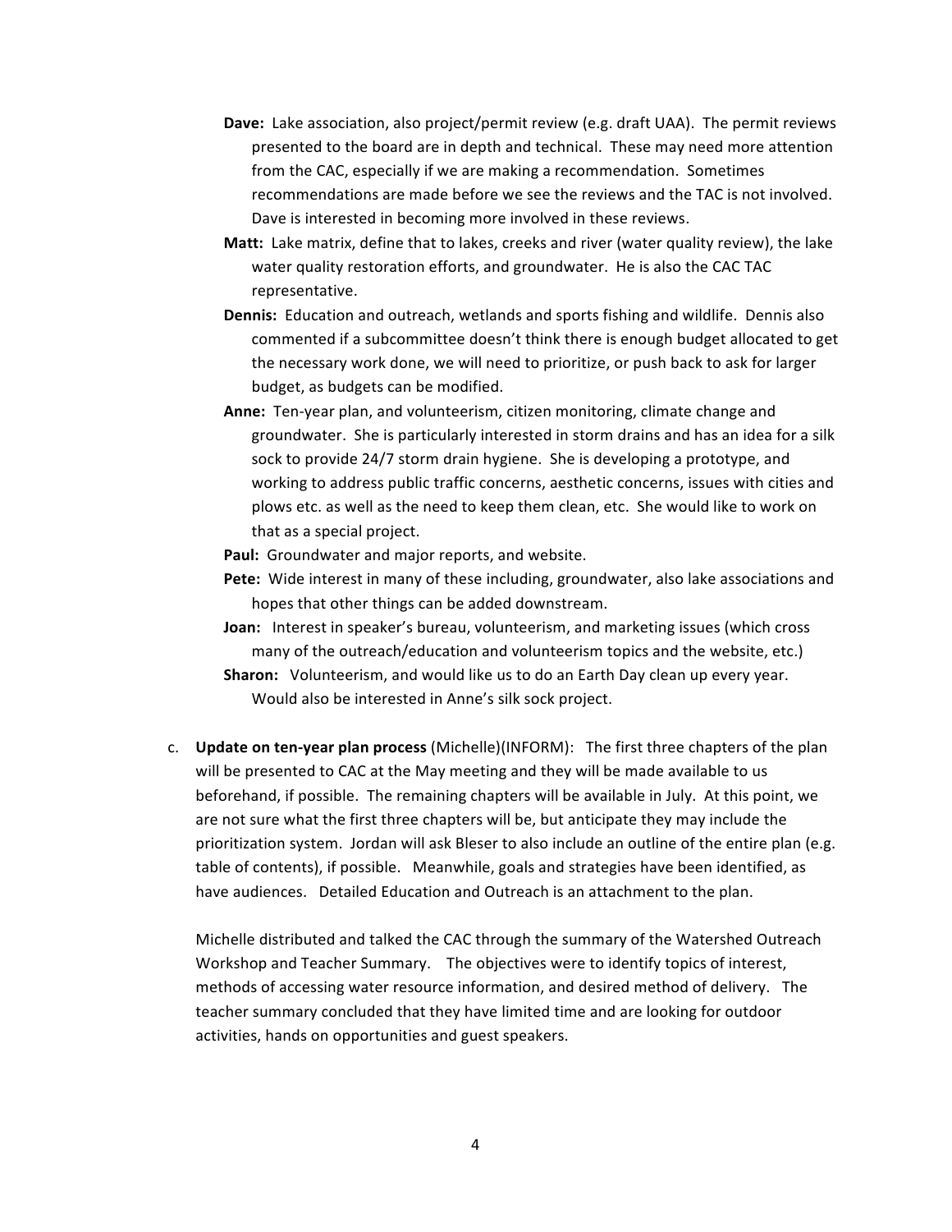**Dave:** Lake association, also project/permit review (e.g. draft UAA). The permit reviews presented to the board are in depth and technical. These may need more attention from the CAC, especially if we are making a recommendation. Sometimes recommendations are made before we see the reviews and the TAC is not involved. Dave is interested in becoming more involved in these reviews.

**Matt:** Lake matrix, define that to lakes, creeks and river (water quality review), the lake water quality restoration efforts, and groundwater. He is also the CAC TAC representative.

**Dennis:** Education and outreach, wetlands and sports fishing and wildlife. Dennis also commented if a subcommittee doesn't think there is enough budget allocated to get the necessary work done, we will need to prioritize, or push back to ask for larger budget, as budgets can be modified.

**Anne:** Ten-year plan, and volunteerism, citizen monitoring, climate change and groundwater. She is particularly interested in storm drains and has an idea for a silk sock to provide 24/7 storm drain hygiene. She is developing a prototype, and working to address public traffic concerns, aesthetic concerns, issues with cities and plows etc. as well as the need to keep them clean, etc. She would like to work on that as a special project.

**Paul:** Groundwater and major reports, and website.

**Pete:** Wide interest in many of these including, groundwater, also lake associations and hopes that other things can be added downstream.

**Joan:** Interest in speaker's bureau, volunteerism, and marketing issues (which cross many of the outreach/education and volunteerism topics and the website, etc.)

**Sharon:** Volunteerism, and would like us to do an Earth Day clean up every year. Would also be interested in Anne's silk sock project.

c. **Update on ten-year plan process** (Michelle)(INFORM): The first three chapters of the plan will be presented to CAC at the May meeting and they will be made available to us beforehand, if possible. The remaining chapters will be available in July. At this point, we are not sure what the first three chapters will be, but anticipate they may include the prioritization system. Jordan will ask Bleser to also include an outline of the entire plan (e.g. table of contents), if possible. Meanwhile, goals and strategies have been identified, as have audiences. Detailed Education and Outreach is an attachment to the plan.

   Michelle distributed and talked the CAC through the summary of the Watershed Outreach Workshop and Teacher Summary. The objectives were to identify topics of interest, methods of accessing water resource information, and desired method of delivery. The teacher summary concluded that they have limited time and are looking for outdoor activities, hands on opportunities and guest speakers.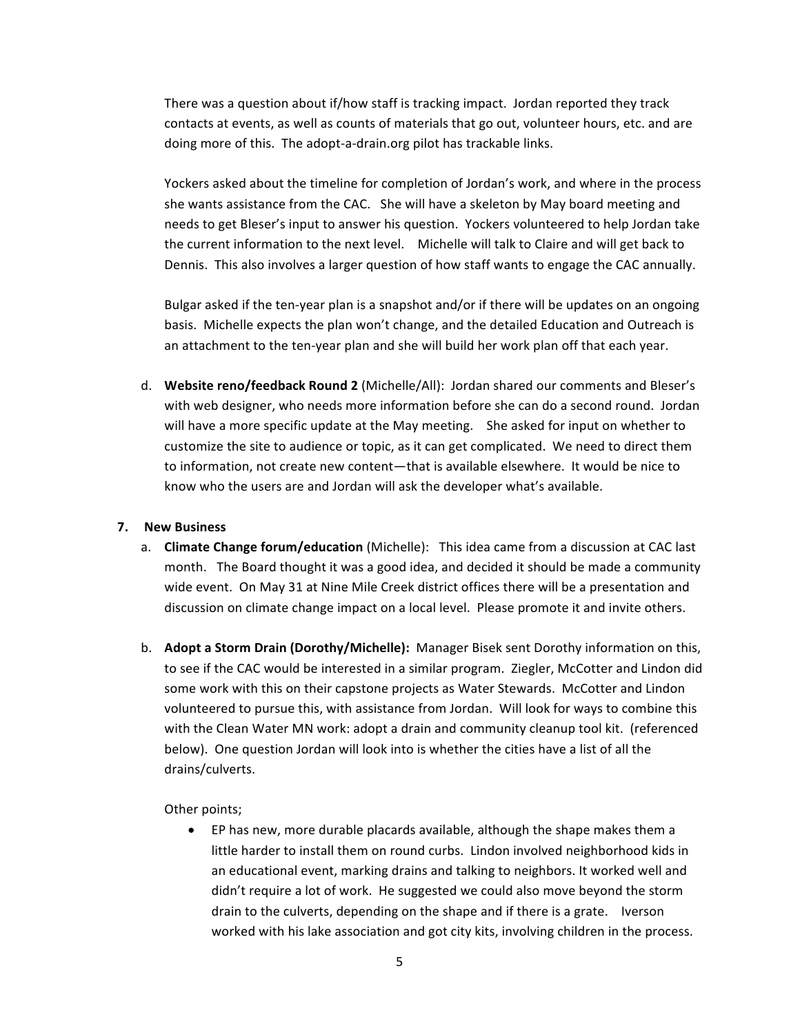There was a question about if/how staff is tracking impact. Jordan reported they track contacts at events, as well as counts of materials that go out, volunteer hours, etc. and are doing more of this. The adopt-a-drain.org pilot has trackable links.

Yockers asked about the timeline for completion of Jordan's work, and where in the process she wants assistance from the CAC. She will have a skeleton by May board meeting and needs to get Bleser's input to answer his question. Yockers volunteered to help Jordan take the current information to the next level. Michelle will talk to Claire and will get back to Dennis. This also involves a larger question of how staff wants to engage the CAC annually.

Bulgar asked if the ten-year plan is a snapshot and/or if there will be updates on an ongoing basis. Michelle expects the plan won't change, and the detailed Education and Outreach is an attachment to the ten-year plan and she will build her work plan off that each year.

d. **Website reno/feedback Round 2** (Michelle/All): Jordan shared our comments and Bleser's with web designer, who needs more information before she can do a second round. Jordan will have a more specific update at the May meeting. She asked for input on whether to customize the site to audience or topic, as it can get complicated. We need to direct them to information, not create new content—that is available elsewhere. It would be nice to know who the users are and Jordan will ask the developer what's available.

**7. New Business**

a. **Climate Change forum/education** (Michelle): This idea came from a discussion at CAC last month. The Board thought it was a good idea, and decided it should be made a community wide event. On May 31 at Nine Mile Creek district offices there will be a presentation and discussion on climate change impact on a local level. Please promote it and invite others.

b. **Adopt a Storm Drain (Dorothy/Michelle):** Manager Bisek sent Dorothy information on this, to see if the CAC would be interested in a similar program. Ziegler, McCotter and Lindon did some work with this on their capstone projects as Water Stewards. McCotter and Lindon volunteered to pursue this, with assistance from Jordan. Will look for ways to combine this with the Clean Water MN work: adopt a drain and community cleanup tool kit. (referenced below). One question Jordan will look into is whether the cities have a list of all the drains/culverts.

Other points;

- EP has new, more durable placards available, although the shape makes them a little harder to install them on round curbs. Lindon involved neighborhood kids in an educational event, marking drains and talking to neighbors. It worked well and didn't require a lot of work. He suggested we could also move beyond the storm drain to the culverts, depending on the shape and if there is a grate. Iverson worked with his lake association and got city kits, involving children in the process.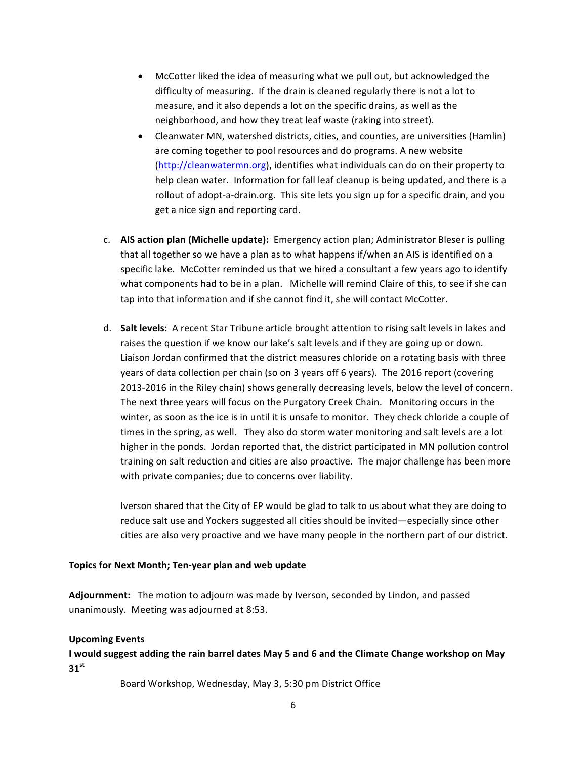- McCotter liked the idea of measuring what we pull out, but acknowledged the difficulty of measuring. If the drain is cleaned regularly there is not a lot to measure, and it also depends a lot on the specific drains, as well as the neighborhood, and how they treat leaf waste (raking into street).
- Cleanwater MN, watershed districts, cities, and counties, are universities (Hamlin) are coming together to pool resources and do programs. A new website (http://cleanwatermn.org), identifies what individuals can do on their property to help clean water. Information for fall leaf cleanup is being updated, and there is a rollout of adopt-a-drain.org. This site lets you sign up for a specific drain, and you get a nice sign and reporting card.

c. **AIS action plan (Michelle update):** Emergency action plan; Administrator Bleser is pulling that all together so we have a plan as to what happens if/when an AIS is identified on a specific lake. McCotter reminded us that we hired a consultant a few years ago to identify what components had to be in a plan. Michelle will remind Claire of this, to see if she can tap into that information and if she cannot find it, she will contact McCotter.

d. **Salt levels:** A recent Star Tribune article brought attention to rising salt levels in lakes and raises the question if we know our lake's salt levels and if they are going up or down. Liaison Jordan confirmed that the district measures chloride on a rotating basis with three years of data collection per chain (so on 3 years off 6 years). The 2016 report (covering 2013-2016 in the Riley chain) shows generally decreasing levels, below the level of concern. The next three years will focus on the Purgatory Creek Chain. Monitoring occurs in the winter, as soon as the ice is in until it is unsafe to monitor. They check chloride a couple of times in the spring, as well. They also do storm water monitoring and salt levels are a lot higher in the ponds. Jordan reported that, the district participated in MN pollution control training on salt reduction and cities are also proactive. The major challenge has been more with private companies; due to concerns over liability.

   Iverson shared that the City of EP would be glad to talk to us about what they are doing to reduce salt use and Yockers suggested all cities should be invited—especially since other cities are also very proactive and we have many people in the northern part of our district.

**Topics for Next Month; Ten-year plan and web update**

**Adjournment:** The motion to adjourn was made by Iverson, seconded by Lindon, and passed unanimously. Meeting was adjourned at 8:53.

**Upcoming Events**

**I would suggest adding the rain barrel dates May 5 and 6 and the Climate Change workshop on May 31st**

Board Workshop, Wednesday, May 3, 5:30 pm District Office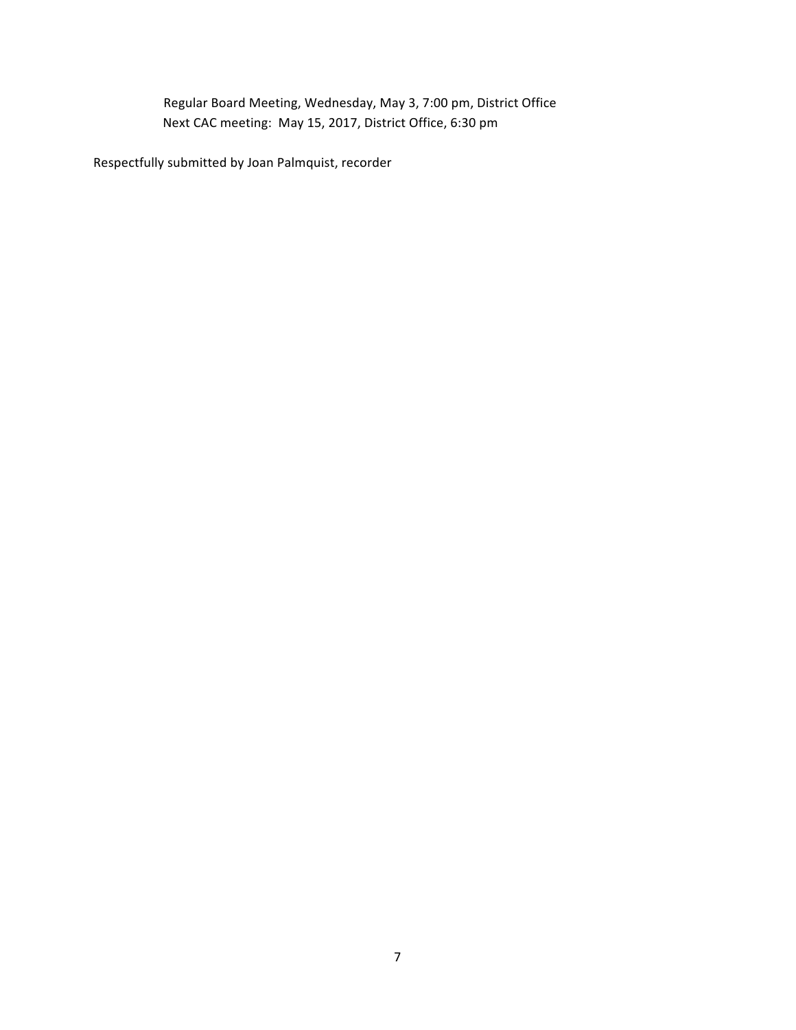Regular Board Meeting, Wednesday, May 3, 7:00 pm, District Office
Next CAC meeting: May 15, 2017, District Office, 6:30 pm

Respectfully submitted by Joan Palmquist, recorder